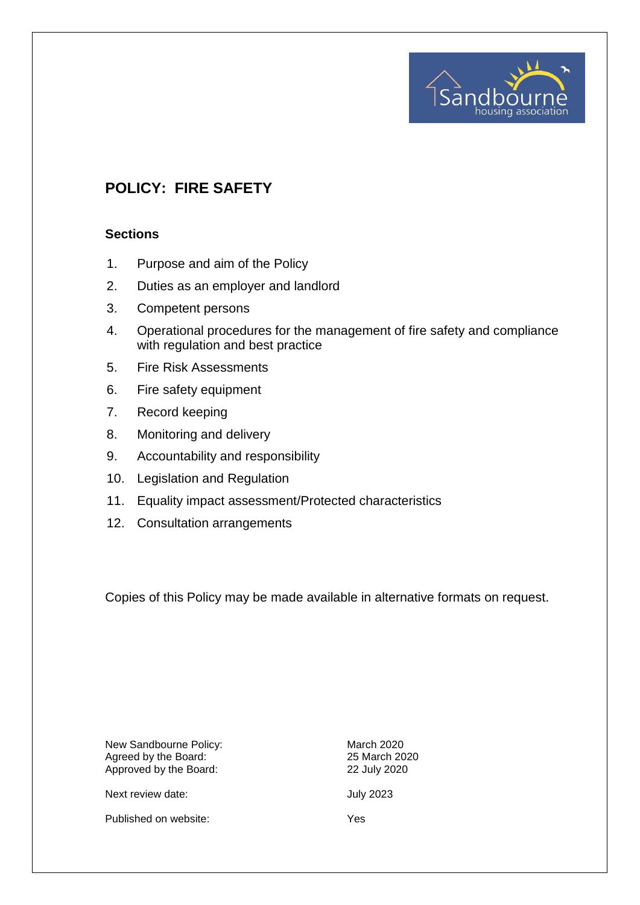Sandbourne housing association

# POLICY: FIRE SAFETY

**Sections**

1. Purpose and aim of the Policy
2. Duties as an employer and landlord
3. Competent persons
4. Operational procedures for the management of fire safety and compliance with regulation and best practice
5. Fire Risk Assessments
6. Fire safety equipment
7. Record keeping
8. Monitoring and delivery
9. Accountability and responsibility
10. Legislation and Regulation
11. Equality impact assessment/Protected characteristics
12. Consultation arrangements

Copies of this Policy may be made available in alternative formats on request.

| | |
|---|---|
| New Sandbourne Policy: | March 2020 |
| Agreed by the Board: | 25 March 2020 |
| Approved by the Board: | 22 July 2020 |
| Next review date: | July 2023 |
| Published on website: | Yes |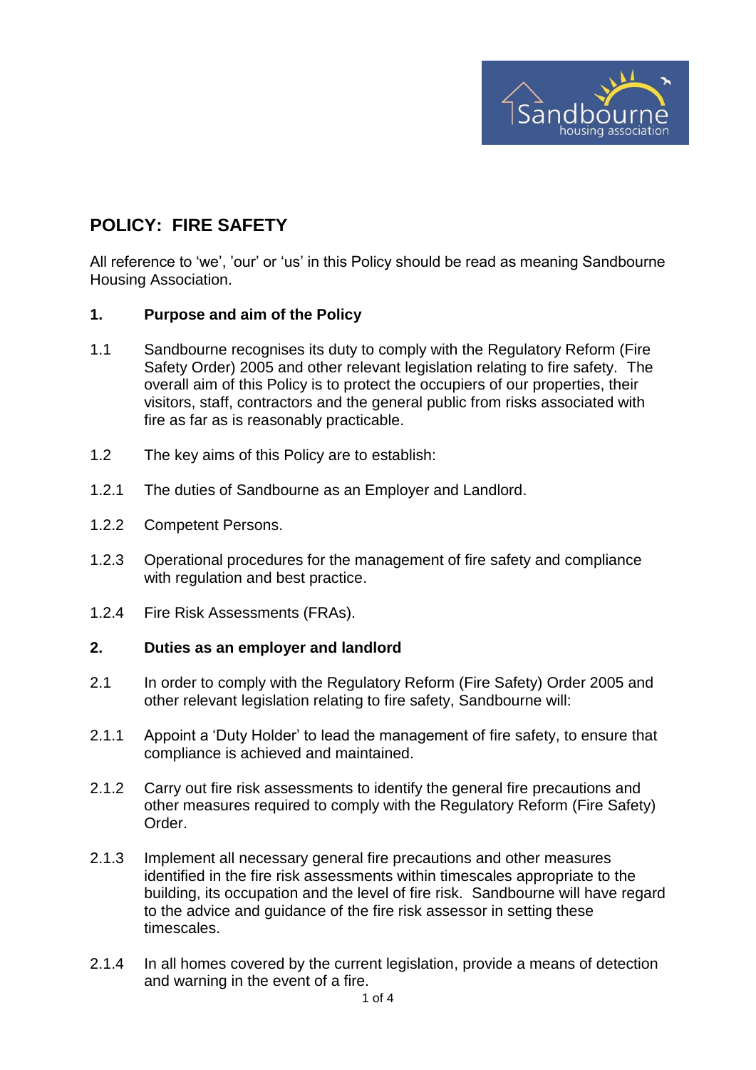# POLICY: FIRE SAFETY

All reference to 'we', 'our' or 'us' in this Policy should be read as meaning Sandbourne Housing Association.

## 1. Purpose and aim of the Policy

1.1 Sandbourne recognises its duty to comply with the Regulatory Reform (Fire Safety Order) 2005 and other relevant legislation relating to fire safety. The overall aim of this Policy is to protect the occupiers of our properties, their visitors, staff, contractors and the general public from risks associated with fire as far as is reasonably practicable.

1.2 The key aims of this Policy are to establish:

1.2.1 The duties of Sandbourne as an Employer and Landlord.

1.2.2 Competent Persons.

1.2.3 Operational procedures for the management of fire safety and compliance with regulation and best practice.

1.2.4 Fire Risk Assessments (FRAs).

## 2. Duties as an employer and landlord

2.1 In order to comply with the Regulatory Reform (Fire Safety) Order 2005 and other relevant legislation relating to fire safety, Sandbourne will:

2.1.1 Appoint a 'Duty Holder' to lead the management of fire safety, to ensure that compliance is achieved and maintained.

2.1.2 Carry out fire risk assessments to identify the general fire precautions and other measures required to comply with the Regulatory Reform (Fire Safety) Order.

2.1.3 Implement all necessary general fire precautions and other measures identified in the fire risk assessments within timescales appropriate to the building, its occupation and the level of fire risk. Sandbourne will have regard to the advice and guidance of the fire risk assessor in setting these timescales.

2.1.4 In all homes covered by the current legislation, provide a means of detection and warning in the event of a fire.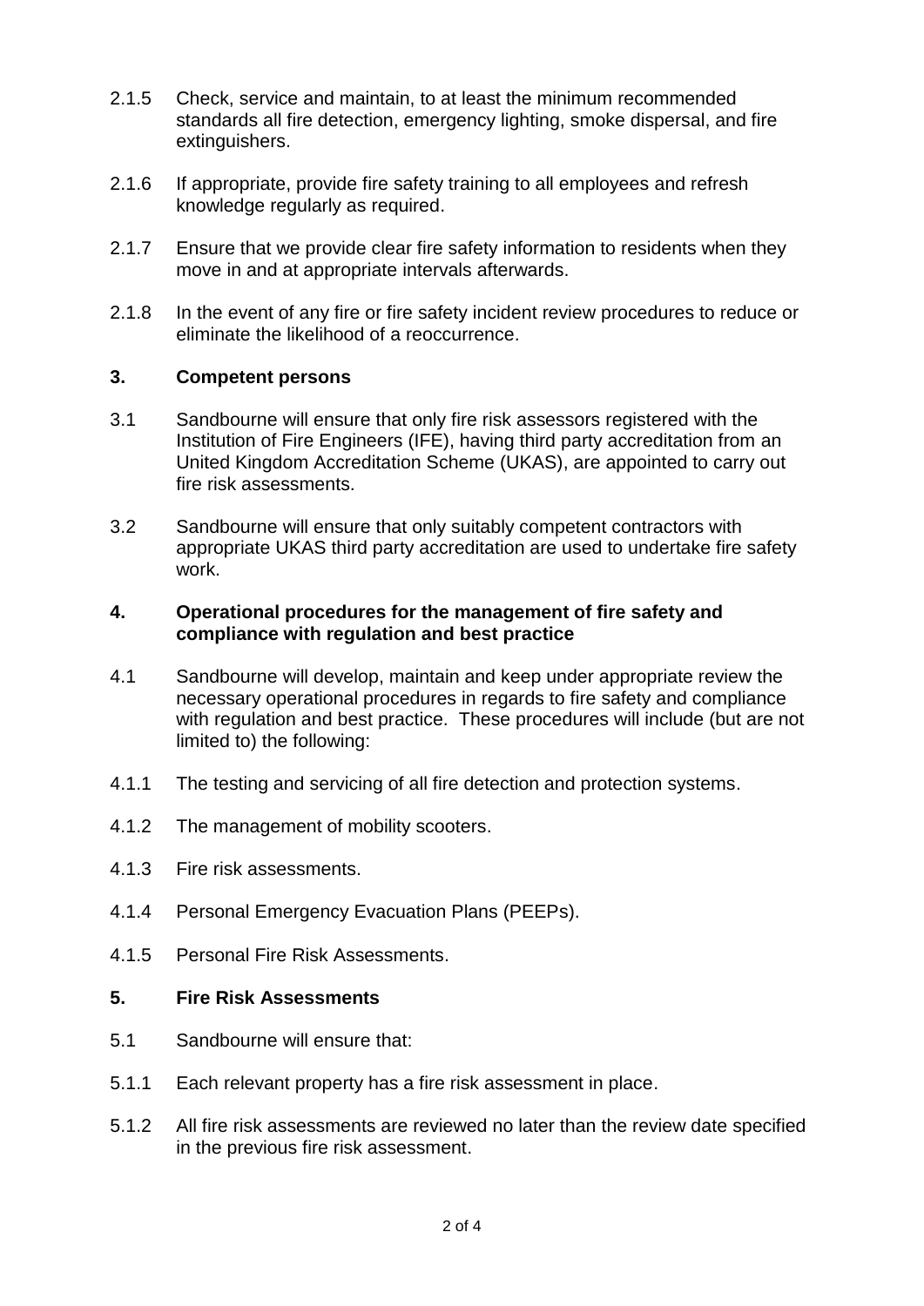2.1.5 Check, service and maintain, to at least the minimum recommended standards all fire detection, emergency lighting, smoke dispersal, and fire extinguishers.

2.1.6 If appropriate, provide fire safety training to all employees and refresh knowledge regularly as required.

2.1.7 Ensure that we provide clear fire safety information to residents when they move in and at appropriate intervals afterwards.

2.1.8 In the event of any fire or fire safety incident review procedures to reduce or eliminate the likelihood of a reoccurrence.

## 3. Competent persons

3.1 Sandbourne will ensure that only fire risk assessors registered with the Institution of Fire Engineers (IFE), having third party accreditation from an United Kingdom Accreditation Scheme (UKAS), are appointed to carry out fire risk assessments.

3.2 Sandbourne will ensure that only suitably competent contractors with appropriate UKAS third party accreditation are used to undertake fire safety work.

## 4. Operational procedures for the management of fire safety and compliance with regulation and best practice

4.1 Sandbourne will develop, maintain and keep under appropriate review the necessary operational procedures in regards to fire safety and compliance with regulation and best practice. These procedures will include (but are not limited to) the following:

4.1.1 The testing and servicing of all fire detection and protection systems.

4.1.2 The management of mobility scooters.

4.1.3 Fire risk assessments.

4.1.4 Personal Emergency Evacuation Plans (PEEPs).

4.1.5 Personal Fire Risk Assessments.

## 5. Fire Risk Assessments

5.1 Sandbourne will ensure that:

5.1.1 Each relevant property has a fire risk assessment in place.

5.1.2 All fire risk assessments are reviewed no later than the review date specified in the previous fire risk assessment.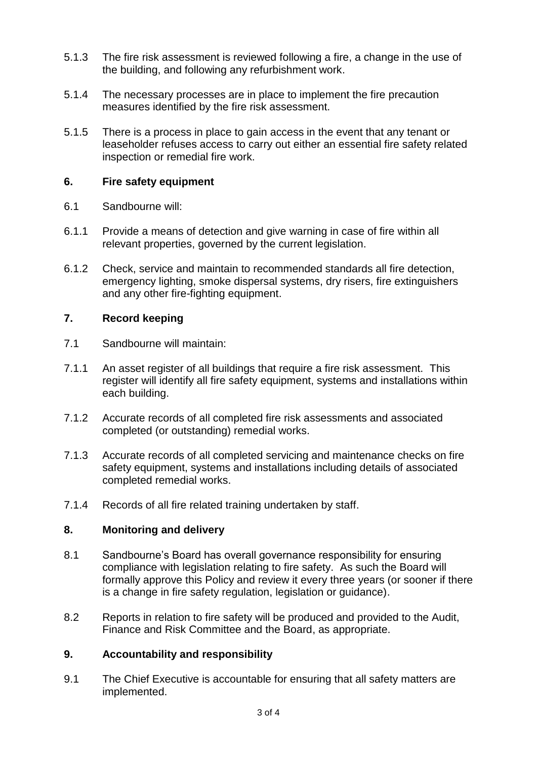5.1.3 The fire risk assessment is reviewed following a fire, a change in the use of the building, and following any refurbishment work.

5.1.4 The necessary processes are in place to implement the fire precaution measures identified by the fire risk assessment.

5.1.5 There is a process in place to gain access in the event that any tenant or leaseholder refuses access to carry out either an essential fire safety related inspection or remedial fire work.

## 6. Fire safety equipment

6.1 Sandbourne will:

6.1.1 Provide a means of detection and give warning in case of fire within all relevant properties, governed by the current legislation.

6.1.2 Check, service and maintain to recommended standards all fire detection, emergency lighting, smoke dispersal systems, dry risers, fire extinguishers and any other fire-fighting equipment.

## 7. Record keeping

7.1 Sandbourne will maintain:

7.1.1 An asset register of all buildings that require a fire risk assessment. This register will identify all fire safety equipment, systems and installations within each building.

7.1.2 Accurate records of all completed fire risk assessments and associated completed (or outstanding) remedial works.

7.1.3 Accurate records of all completed servicing and maintenance checks on fire safety equipment, systems and installations including details of associated completed remedial works.

7.1.4 Records of all fire related training undertaken by staff.

## 8. Monitoring and delivery

8.1 Sandbourne's Board has overall governance responsibility for ensuring compliance with legislation relating to fire safety. As such the Board will formally approve this Policy and review it every three years (or sooner if there is a change in fire safety regulation, legislation or guidance).

8.2 Reports in relation to fire safety will be produced and provided to the Audit, Finance and Risk Committee and the Board, as appropriate.

## 9. Accountability and responsibility

9.1 The Chief Executive is accountable for ensuring that all safety matters are implemented.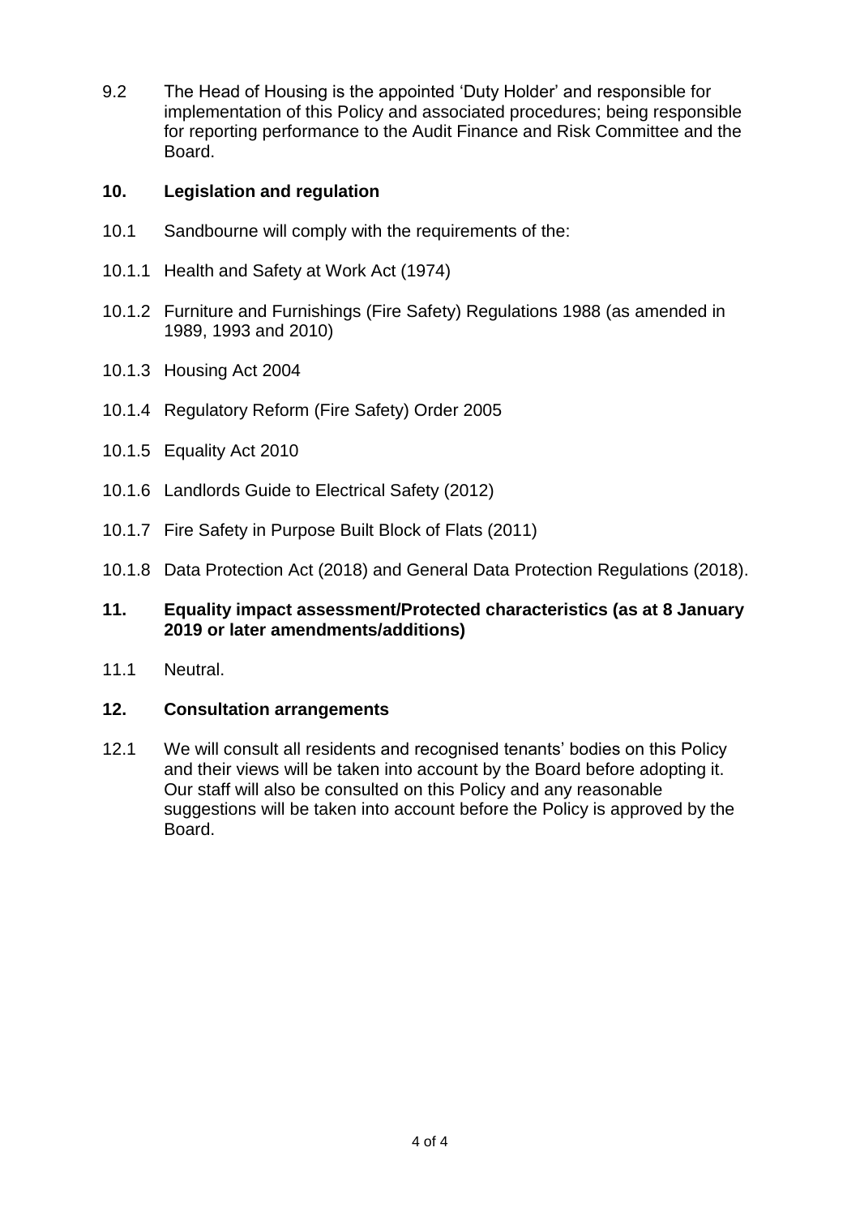9.2 The Head of Housing is the appointed 'Duty Holder' and responsible for implementation of this Policy and associated procedures; being responsible for reporting performance to the Audit Finance and Risk Committee and the Board.

## 10. Legislation and regulation

10.1 Sandbourne will comply with the requirements of the:

10.1.1 Health and Safety at Work Act (1974)

10.1.2 Furniture and Furnishings (Fire Safety) Regulations 1988 (as amended in 1989, 1993 and 2010)

10.1.3 Housing Act 2004

10.1.4 Regulatory Reform (Fire Safety) Order 2005

10.1.5 Equality Act 2010

10.1.6 Landlords Guide to Electrical Safety (2012)

10.1.7 Fire Safety in Purpose Built Block of Flats (2011)

10.1.8 Data Protection Act (2018) and General Data Protection Regulations (2018).

## 11. Equality impact assessment/Protected characteristics (as at 8 January 2019 or later amendments/additions)

11.1 Neutral.

## 12. Consultation arrangements

12.1 We will consult all residents and recognised tenants' bodies on this Policy and their views will be taken into account by the Board before adopting it. Our staff will also be consulted on this Policy and any reasonable suggestions will be taken into account before the Policy is approved by the Board.